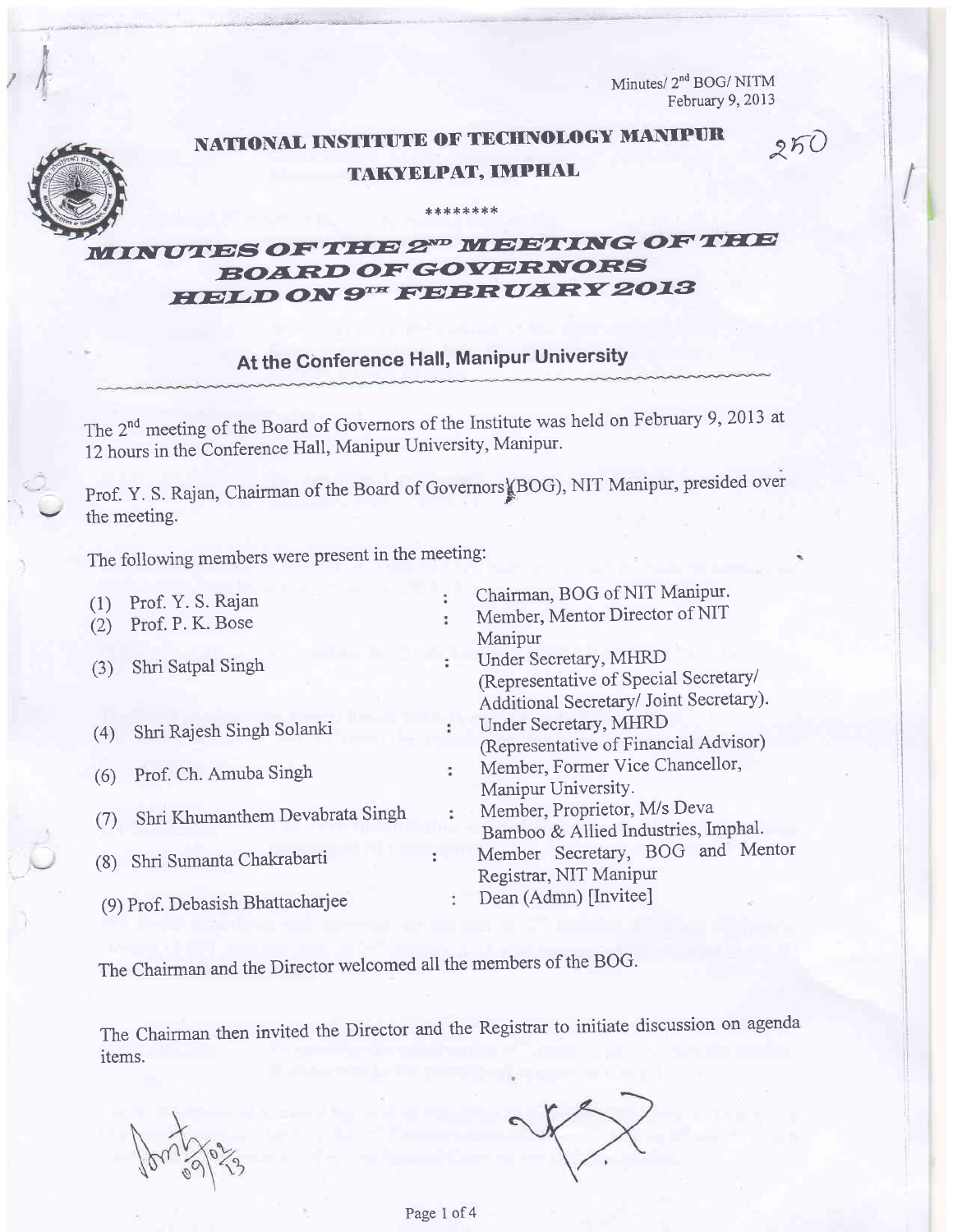Minutes/ 2nd BOG/ NITM
February 9, 2013

250

# NATIONAL INSTITUTE OF TECHNOLOGY MANIPUR

## TAKYELPAT, IMPHAL

\*\*\*\*\*\*\*\*

# MINUTES OF THE 2ND MEETING OF THE BOARD OF GOVERNORS HELD ON 9TH FEBRUARY 2013

## At the Conference Hall, Manipur University

The 2nd meeting of the Board of Governors of the Institute was held on February 9, 2013 at 12 hours in the Conference Hall, Manipur University, Manipur.

Prof. Y. S. Rajan, Chairman of the Board of Governors (BOG), NIT Manipur, presided over the meeting.

The following members were present in the meeting:

| | | |
|---|---|---|
| (1) Prof. Y. S. Rajan | : | Chairman, BOG of NIT Manipur. |
| (2) Prof. P. K. Bose | : | Member, Mentor Director of NIT Manipur |
| (3) Shri Satpal Singh | : | Under Secretary, MHRD (Representative of Special Secretary/ Additional Secretary/ Joint Secretary). |
| (4) Shri Rajesh Singh Solanki | : | Under Secretary, MHRD (Representative of Financial Advisor) |
| (6) Prof. Ch. Amuba Singh | : | Member, Former Vice Chancellor, Manipur University. |
| (7) Shri Khumanthem Devabrata Singh | : | Member, Proprietor, M/s Deva Bamboo & Allied Industries, Imphal. |
| (8) Shri Sumanta Chakrabarti | : | Member Secretary, BOG and Mentor Registrar, NIT Manipur |
| (9) Prof. Debasish Bhattacharjee | : | Dean (Admn) [Invitee] |

The Chairman and the Director welcomed all the members of the BOG.

The Chairman then invited the Director and the Registrar to initiate discussion on agenda items.

09/02/13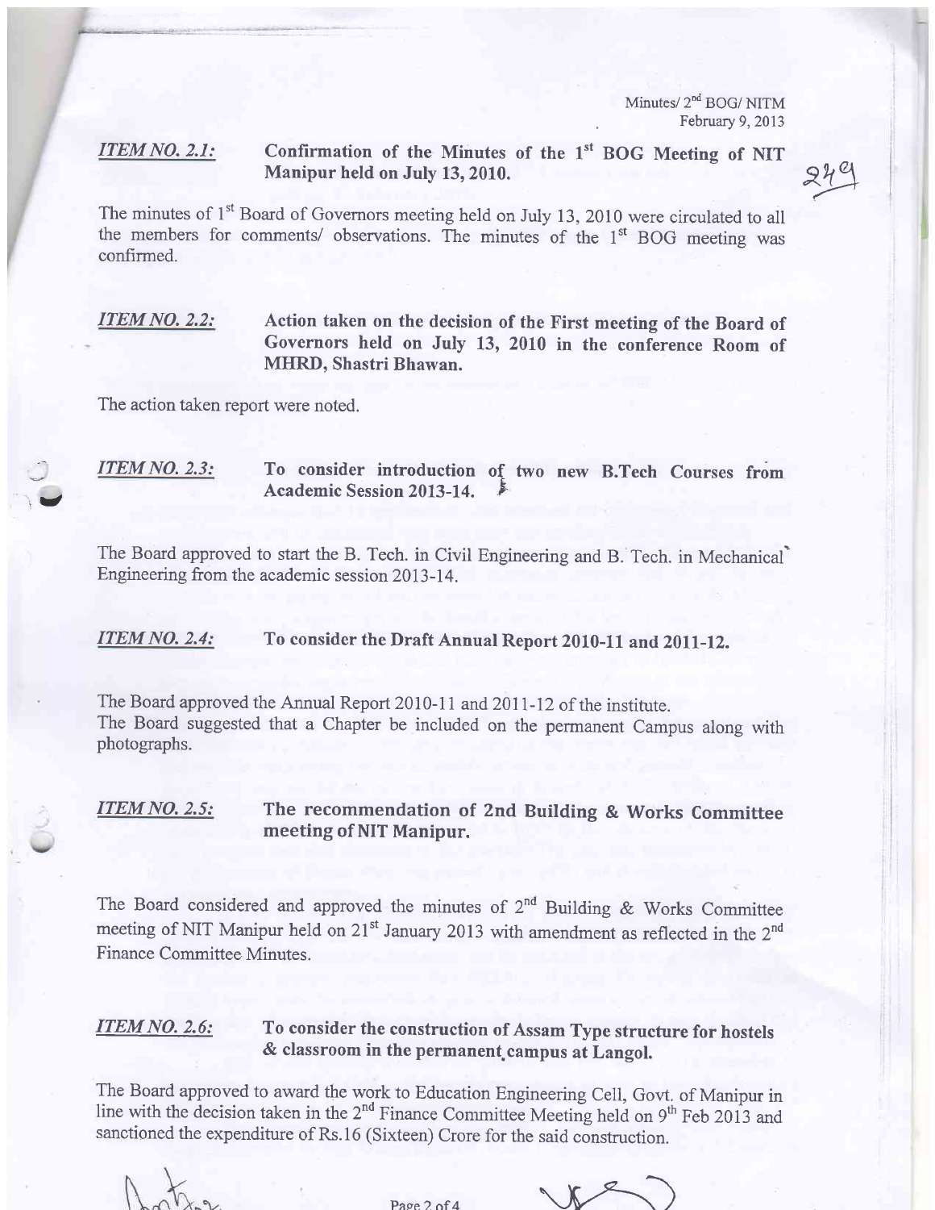Minutes/ 2nd BOG/ NITM
February 9, 2013

**_ITEM NO. 2.1:_** **Confirmation of the Minutes of the 1st BOG Meeting of NIT Manipur held on July 13, 2010.**

The minutes of 1st Board of Governors meeting held on July 13, 2010 were circulated to all the members for comments/ observations. The minutes of the 1st BOG meeting was confirmed.

**_ITEM NO. 2.2:_** **Action taken on the decision of the First meeting of the Board of Governors held on July 13, 2010 in the conference Room of MHRD, Shastri Bhawan.**

The action taken report were noted.

**_ITEM NO. 2.3:_** **To consider introduction of two new B.Tech Courses from Academic Session 2013-14.**

The Board approved to start the B. Tech. in Civil Engineering and B. Tech. in Mechanical Engineering from the academic session 2013-14.

**_ITEM NO. 2.4:_** **To consider the Draft Annual Report 2010-11 and 2011-12.**

The Board approved the Annual Report 2010-11 and 2011-12 of the institute.
The Board suggested that a Chapter be included on the permanent Campus along with photographs.

**_ITEM NO. 2.5:_** **The recommendation of 2nd Building & Works Committee meeting of NIT Manipur.**

The Board considered and approved the minutes of 2nd Building & Works Committee meeting of NIT Manipur held on 21st January 2013 with amendment as reflected in the 2nd Finance Committee Minutes.

**_ITEM NO. 2.6:_** **To consider the construction of Assam Type structure for hostels & classroom in the permanent campus at Langol.**

The Board approved to award the work to Education Engineering Cell, Govt. of Manipur in line with the decision taken in the 2nd Finance Committee Meeting held on 9th Feb 2013 and sanctioned the expenditure of Rs.16 (Sixteen) Crore for the said construction.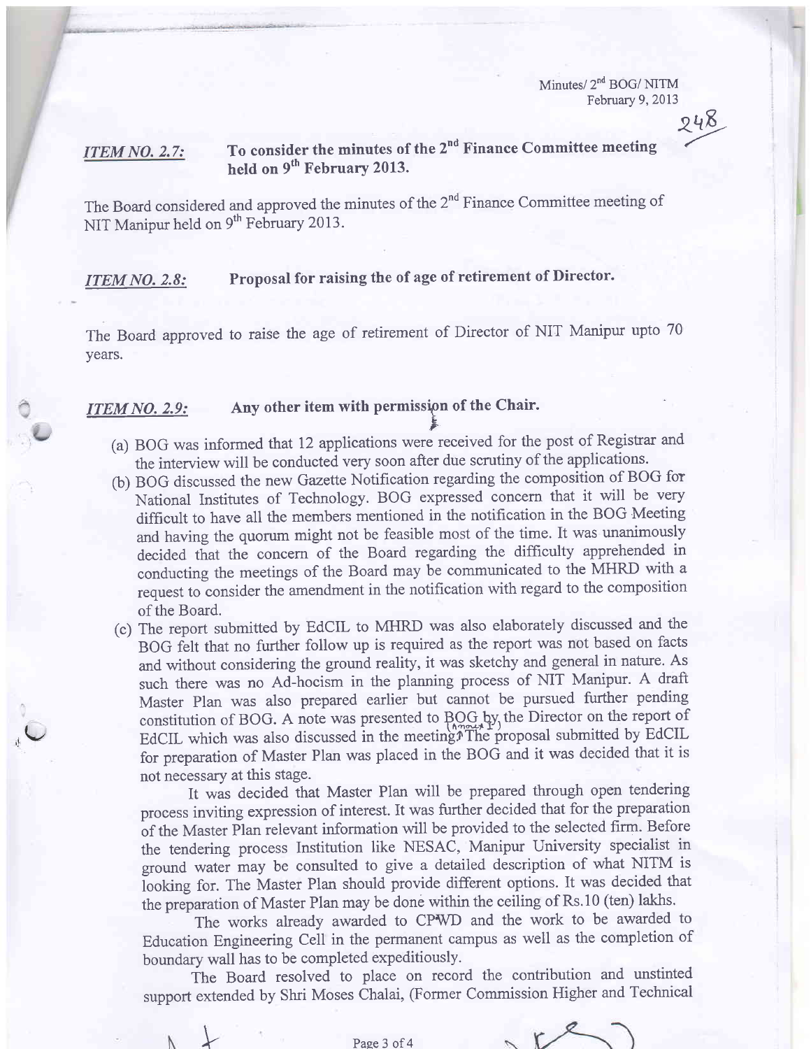### *ITEM NO. 2.7:* To consider the minutes of the 2nd Finance Committee meeting held on 9th February 2013.

The Board considered and approved the minutes of the 2nd Finance Committee meeting of NIT Manipur held on 9th February 2013.

### *ITEM NO. 2.8:* Proposal for raising the of age of retirement of Director.

The Board approved to raise the age of retirement of Director of NIT Manipur upto 70 years.

### *ITEM NO. 2.9:* Any other item with permission of the Chair.

(a) BOG was informed that 12 applications were received for the post of Registrar and the interview will be conducted very soon after due scrutiny of the applications.

(b) BOG discussed the new Gazette Notification regarding the composition of BOG for National Institutes of Technology. BOG expressed concern that it will be very difficult to have all the members mentioned in the notification in the BOG Meeting and having the quorum might not be feasible most of the time. It was unanimously decided that the concern of the Board regarding the difficulty apprehended in conducting the meetings of the Board may be communicated to the MHRD with a request to consider the amendment in the notification with regard to the composition of the Board.

(c) The report submitted by EdCIL to MHRD was also elaborately discussed and the BOG felt that no further follow up is required as the report was not based on facts and without considering the ground reality, it was sketchy and general in nature. As such there was no Ad-hocism in the planning process of NIT Manipur. A draft Master Plan was also prepared earlier but cannot be pursued further pending constitution of BOG. A note was presented to BOG by the Director on the report of EdCIL which was also discussed in the meeting (Annex I). The proposal submitted by EdCIL for preparation of Master Plan was placed in the BOG and it was decided that it is not necessary at this stage.

It was decided that Master Plan will be prepared through open tendering process inviting expression of interest. It was further decided that for the preparation of the Master Plan relevant information will be provided to the selected firm. Before the tendering process Institution like NESAC, Manipur University specialist in ground water may be consulted to give a detailed description of what NITM is looking for. The Master Plan should provide different options. It was decided that the preparation of Master Plan may be done within the ceiling of Rs.10 (ten) lakhs.

The works already awarded to CPWD and the work to be awarded to Education Engineering Cell in the permanent campus as well as the completion of boundary wall has to be completed expeditiously.

The Board resolved to place on record the contribution and unstinted support extended by Shri Moses Chalai, (Former Commission Higher and Technical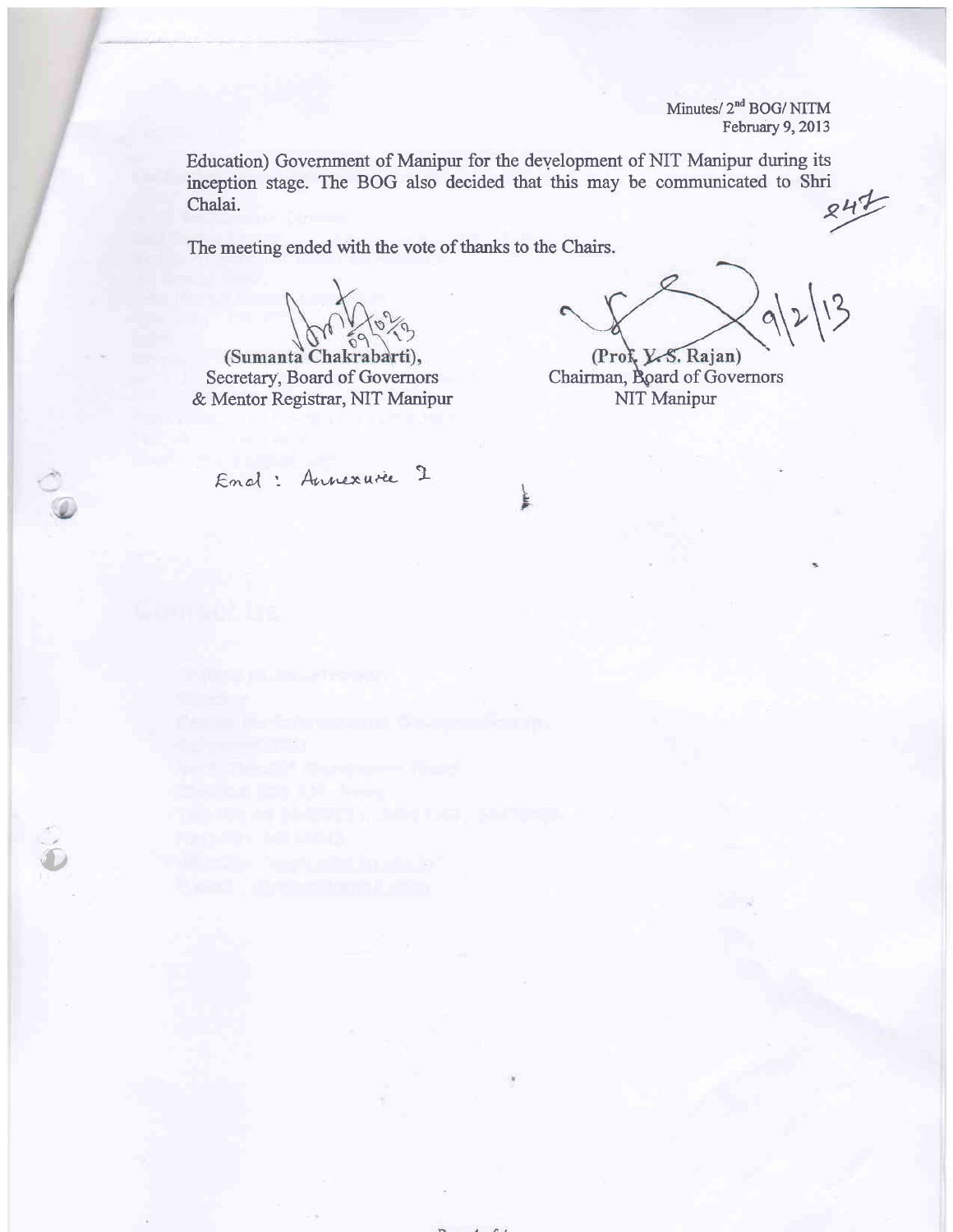Education) Government of Manipur for the development of NIT Manipur during its inception stage. The BOG also decided that this may be communicated to Shri Chalai.

The meeting ended with the vote of thanks to the Chairs.

(Sumanta Chakrabarti),
Secretary, Board of Governors
& Mentor Registrar, NIT Manipur

(Prof. Y. S. Rajan)
Chairman, Board of Governors
NIT Manipur

Encl : Annexure 1